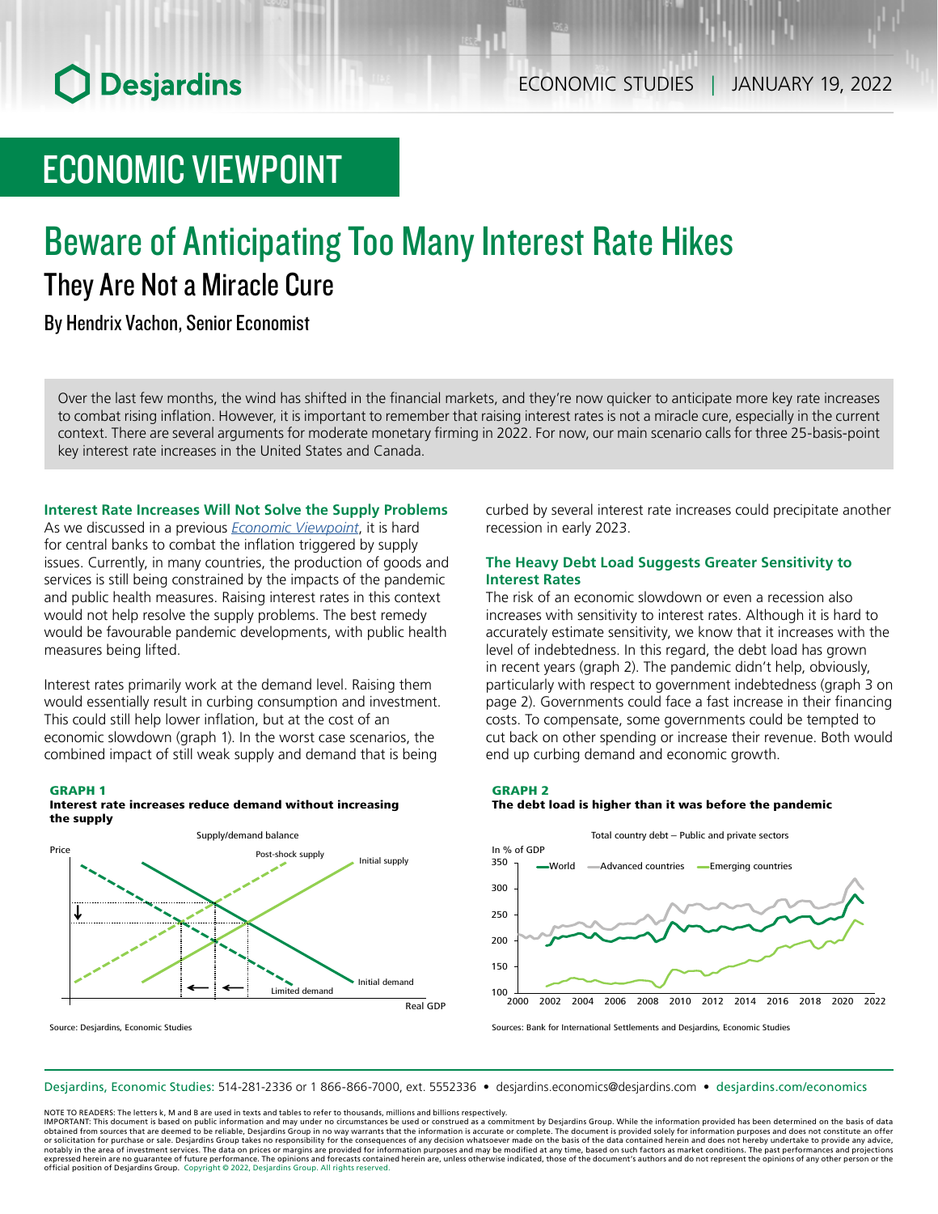ECONOMIC STUDIES | JANUARY 19, 2022

# ECONOMIC VIEWPOINT

# Beware of Anticipating Too Many Interest Rate Hikes

## They Are Not a Miracle Cure

By Hendrix Vachon, Senior Economist

Over the last few months, the wind has shifted in the financial markets, and they're now quicker to anticipate more key rate increases to combat rising inflation. However, it is important to remember that raising interest rates is not a miracle cure, especially in the current context. There are several arguments for moderate monetary firming in 2022. For now, our main scenario calls for three 25-basis-point key interest rate increases in the United States and Canada.

### Interest Rate Increases Will Not Solve the Supply Problems

As we discussed in a previous *Economic Viewpoint*, it is hard for central banks to combat the inflation triggered by supply issues. Currently, in many countries, the production of goods and services is still being constrained by the impacts of the pandemic and public health measures. Raising interest rates in this context would not help resolve the supply problems. The best remedy would be favourable pandemic developments, with public health measures being lifted.

Interest rates primarily work at the demand level. Raising them would essentially result in curbing consumption and investment. This could still help lower inflation, but at the cost of an economic slowdown (graph 1). In the worst case scenarios, the combined impact of still weak supply and demand that is being curbed by several interest rate increases could precipitate another recession in early 2023.

**GRAPH 1**
**Interest rate increases reduce demand without increasing the supply**

Supply/demand balance

Price; Real GDP; Initial supply; Post-shock supply; Initial demand; Limited demand

Source: Desjardins, Economic Studies

### The Heavy Debt Load Suggests Greater Sensitivity to Interest Rates

The risk of an economic slowdown or even a recession also increases with sensitivity to interest rates. Although it is hard to accurately estimate sensitivity, we know that it increases with the level of indebtedness. In this regard, the debt load has grown in recent years (graph 2). The pandemic didn't help, obviously, particularly with respect to government indebtedness (graph 3 on page 2). Governments could face a fast increase in their financing costs. To compensate, some governments could be tempted to cut back on other spending or increase their revenue. Both would end up curbing demand and economic growth.

**GRAPH 2**
**The debt load is higher than it was before the pandemic**

Total country debt – Public and private sectors

In % of GDP; World, Advanced countries, Emerging countries; 2000–2022

Sources: Bank for International Settlements and Desjardins, Economic Studies

Desjardins, Economic Studies: 514-281-2336 or 1 866-866-7000, ext. 5552336 • desjardins.economics@desjardins.com • desjardins.com/economics

NOTE TO READERS: The letters k, M and B are used in texts and tables to refer to thousands, millions and billions respectively.
IMPORTANT: This document is based on public information and may under no circumstances be used or construed as a commitment by Desjardins Group. While the information provided has been determined on the basis of data obtained from sources that are deemed to be reliable, Desjardins Group in no way warrants that the information is accurate or complete. The document is provided solely for information purposes and does not constitute an offer or solicitation for purchase or sale. Desjardins Group takes no responsibility for the consequences of any decision whatsoever made on the basis of the data contained herein and does not hereby undertake to provide any advice, notably in the area of investment services. The data on prices or margins are provided for information purposes and may be modified at any time, based on such factors as market conditions. The past performances and projections expressed herein are no guarantee of future performance. The opinions and forecasts contained herein are, unless otherwise indicated, those of the document's authors and do not represent the opinions of any other person or the official position of Desjardins Group. Copyright © 2022, Desjardins Group. All rights reserved.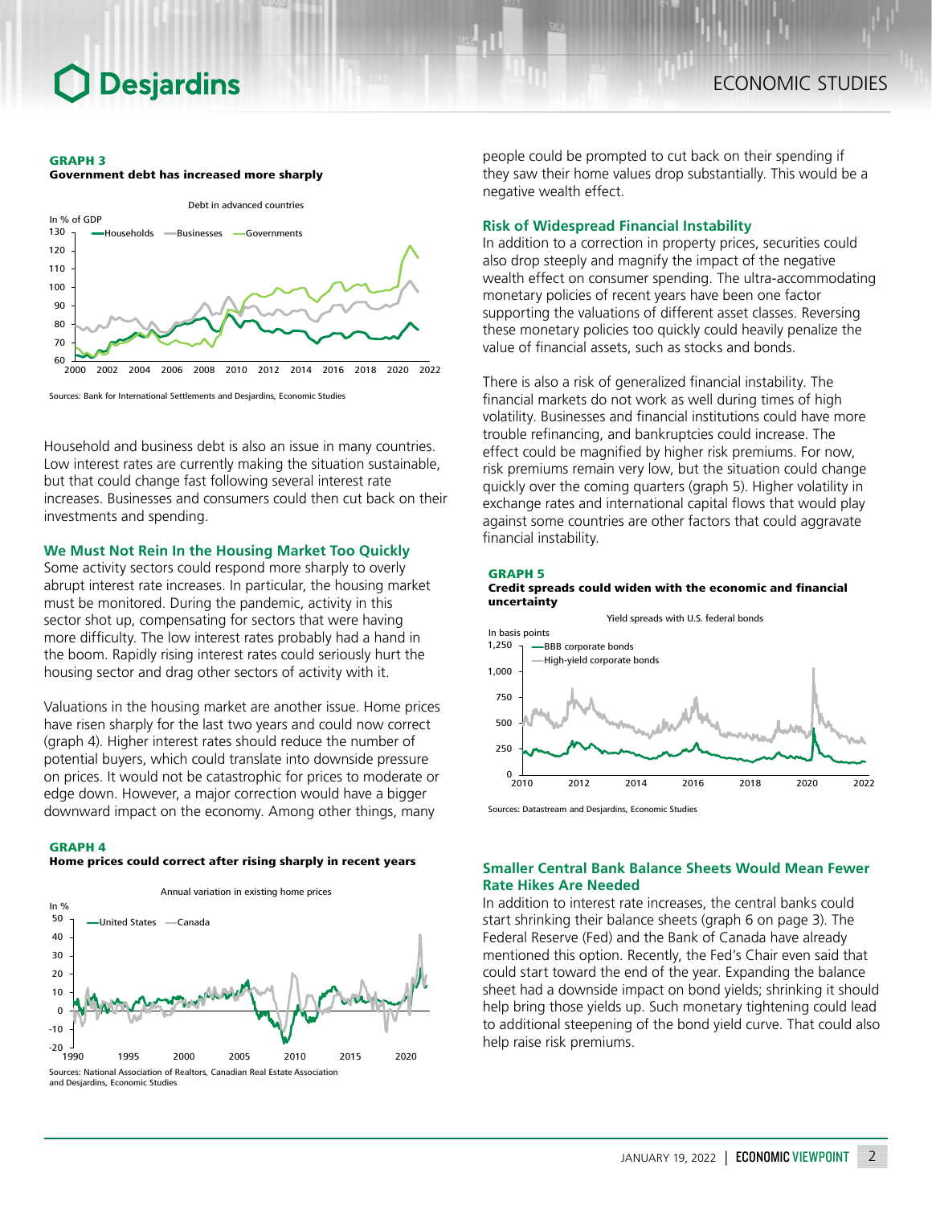**GRAPH 3**
**Government debt has increased more sharply**

Debt in advanced countries

Sources: Bank for International Settlements and Desjardins, Economic Studies

Household and business debt is also an issue in many countries. Low interest rates are currently making the situation sustainable, but that could change fast following several interest rate increases. Businesses and consumers could then cut back on their investments and spending.

## We Must Not Rein In the Housing Market Too Quickly

Some activity sectors could respond more sharply to overly abrupt interest rate increases. In particular, the housing market must be monitored. During the pandemic, activity in this sector shot up, compensating for sectors that were having more difficulty. The low interest rates probably had a hand in the boom. Rapidly rising interest rates could seriously hurt the housing sector and drag other sectors of activity with it.

Valuations in the housing market are another issue. Home prices have risen sharply for the last two years and could now correct (graph 4). Higher interest rates should reduce the number of potential buyers, which could translate into downside pressure on prices. It would not be catastrophic for prices to moderate or edge down. However, a major correction would have a bigger downward impact on the economy. Among other things, many people could be prompted to cut back on their spending if they saw their home values drop substantially. This would be a negative wealth effect.

**GRAPH 4**
**Home prices could correct after rising sharply in recent years**

Annual variation in existing home prices

Sources: National Association of Realtors, Canadian Real Estate Association and Desjardins, Economic Studies

## Risk of Widespread Financial Instability

In addition to a correction in property prices, securities could also drop steeply and magnify the impact of the negative wealth effect on consumer spending. The ultra-accommodating monetary policies of recent years have been one factor supporting the valuations of different asset classes. Reversing these monetary policies too quickly could heavily penalize the value of financial assets, such as stocks and bonds.

There is also a risk of generalized financial instability. The financial markets do not work as well during times of high volatility. Businesses and financial institutions could have more trouble refinancing, and bankruptcies could increase. The effect could be magnified by higher risk premiums. For now, risk premiums remain very low, but the situation could change quickly over the coming quarters (graph 5). Higher volatility in exchange rates and international capital flows that would play against some countries are other factors that could aggravate financial instability.

**GRAPH 5**
**Credit spreads could widen with the economic and financial uncertainty**

Yield spreads with U.S. federal bonds

Sources: Datastream and Desjardins, Economic Studies

## Smaller Central Bank Balance Sheets Would Mean Fewer Rate Hikes Are Needed

In addition to interest rate increases, the central banks could start shrinking their balance sheets (graph 6 on page 3). The Federal Reserve (Fed) and the Bank of Canada have already mentioned this option. Recently, the Fed's Chair even said that could start toward the end of the year. Expanding the balance sheet had a downside impact on bond yields; shrinking it should help bring those yields up. Such monetary tightening could lead to additional steepening of the bond yield curve. That could also help raise risk premiums.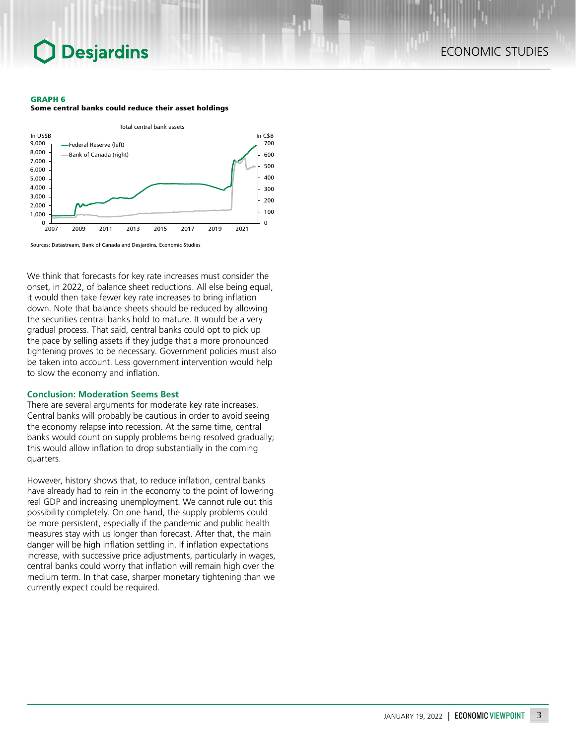**GRAPH 6**
**Some central banks could reduce their asset holdings**

Total central bank assets

In US$B

In C$B

Federal Reserve (left)

Bank of Canada (right)

9,000
8,000
7,000
6,000
5,000
4,000
3,000
2,000
1,000
0

700
600
500
400
300
200
100
0

2007 2009 2011 2013 2015 2017 2019 2021

Sources: Datastream, Bank of Canada and Desjardins, Economic Studies

We think that forecasts for key rate increases must consider the onset, in 2022, of balance sheet reductions. All else being equal, it would then take fewer key rate increases to bring inflation down. Note that balance sheets should be reduced by allowing the securities central banks hold to mature. It would be a very gradual process. That said, central banks could opt to pick up the pace by selling assets if they judge that a more pronounced tightening proves to be necessary. Government policies must also be taken into account. Less government intervention would help to slow the economy and inflation.

## Conclusion: Moderation Seems Best

There are several arguments for moderate key rate increases. Central banks will probably be cautious in order to avoid seeing the economy relapse into recession. At the same time, central banks would count on supply problems being resolved gradually; this would allow inflation to drop substantially in the coming quarters.

However, history shows that, to reduce inflation, central banks have already had to rein in the economy to the point of lowering real GDP and increasing unemployment. We cannot rule out this possibility completely. On one hand, the supply problems could be more persistent, especially if the pandemic and public health measures stay with us longer than forecast. After that, the main danger will be high inflation settling in. If inflation expectations increase, with successive price adjustments, particularly in wages, central banks could worry that inflation will remain high over the medium term. In that case, sharper monetary tightening than we currently expect could be required.